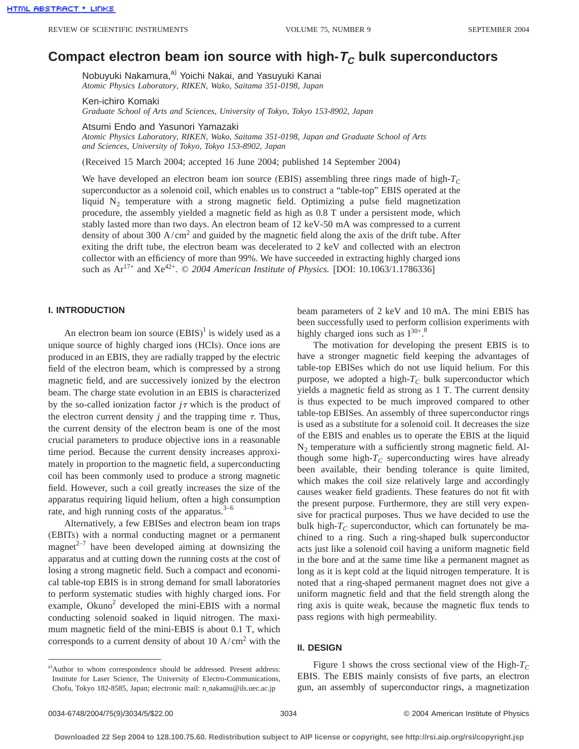# Compact electron beam ion source with high-$T_C$ bulk superconductors

Nobuyuki Nakamura,[a] Yoichi Nakai, and Yasuyuki Kanai
*Atomic Physics Laboratory, RIKEN, Wako, Saitama 351-0198, Japan*

Ken-ichiro Komaki
*Graduate School of Arts and Sciences, University of Tokyo, Tokyo 153-8902, Japan*

Atsumi Endo and Yasunori Yamazaki
*Atomic Physics Laboratory, RIKEN, Wako, Saitama 351-0198, Japan and Graduate School of Arts and Sciences, University of Tokyo, Tokyo 153-8902, Japan*

(Received 15 March 2004; accepted 16 June 2004; published 14 September 2004)

We have developed an electron beam ion source (EBIS) assembling three rings made of high-$T_C$ superconductor as a solenoid coil, which enables us to construct a "table-top" EBIS operated at the liquid $N_2$ temperature with a strong magnetic field. Optimizing a pulse field magnetization procedure, the assembly yielded a magnetic field as high as 0.8 T under a persistent mode, which stably lasted more than two days. An electron beam of 12 keV-50 mA was compressed to a current density of about 300 A/cm$^2$ and guided by the magnetic field along the axis of the drift tube. After exiting the drift tube, the electron beam was decelerated to 2 keV and collected with an electron collector with an efficiency of more than 99%. We have succeeded in extracting highly charged ions such as $Ar^{17+}$ and $Xe^{42+}$. © *2004 American Institute of Physics.* [DOI: 10.1063/1.1786336]

## I. INTRODUCTION

An electron beam ion source (EBIS)[1] is widely used as a unique source of highly charged ions (HCIs). Once ions are produced in an EBIS, they are radially trapped by the electric field of the electron beam, which is compressed by a strong magnetic field, and are successively ionized by the electron beam. The charge state evolution in an EBIS is characterized by the so-called ionization factor $j\tau$ which is the product of the electron current density $j$ and the trapping time $\tau$. Thus, the current density of the electron beam is one of the most crucial parameters to produce objective ions in a reasonable time period. Because the current density increases approximately in proportion to the magnetic field, a superconducting coil has been commonly used to produce a strong magnetic field. However, such a coil greatly increases the size of the apparatus requiring liquid helium, often a high consumption rate, and high running costs of the apparatus.[3–6]

Alternatively, a few EBISes and electron beam ion traps (EBITs) with a normal conducting magnet or a permanent magnet[2–7] have been developed aiming at downsizing the apparatus and at cutting down the running costs at the cost of losing a strong magnetic field. Such a compact and economical table-top EBIS is in strong demand for small laboratories to perform systematic studies with highly charged ions. For example, Okuno[2] developed the mini-EBIS with a normal conducting solenoid soaked in liquid nitrogen. The maximum magnetic field of the mini-EBIS is about 0.1 T, which corresponds to a current density of about 10 A/cm$^2$ with the beam parameters of 2 keV and 10 mA. The mini EBIS has been successfully used to perform collision experiments with highly charged ions such as $I^{30+}$.[8]

The motivation for developing the present EBIS is to have a stronger magnetic field keeping the advantages of table-top EBISes which do not use liquid helium. For this purpose, we adopted a high-$T_C$ bulk superconductor which yields a magnetic field as strong as 1 T. The current density is thus expected to be much improved compared to other table-top EBISes. An assembly of three superconductor rings is used as a substitute for a solenoid coil. It decreases the size of the EBIS and enables us to operate the EBIS at the liquid $N_2$ temperature with a sufficiently strong magnetic field. Although some high-$T_C$ superconducting wires have already been available, their bending tolerance is quite limited, which makes the coil size relatively large and accordingly causes weaker field gradients. These features do not fit with the present purpose. Furthermore, they are still very expensive for practical purposes. Thus we have decided to use the bulk high-$T_C$ superconductor, which can fortunately be machined to a ring. Such a ring-shaped bulk superconductor acts just like a solenoid coil having a uniform magnetic field in the bore and at the same time like a permanent magnet as long as it is kept cold at the liquid nitrogen temperature. It is noted that a ring-shaped permanent magnet does not give a uniform magnetic field and that the field strength along the ring axis is quite weak, because the magnetic flux tends to pass regions with high permeability.

## II. DESIGN

Figure 1 shows the cross sectional view of the High-$T_C$ EBIS. The EBIS mainly consists of five parts, an electron gun, an assembly of superconductor rings, a magnetization

[a] Author to whom correspondence should be addressed. Present address: Institute for Laser Science, The University of Electro-Communications, Chofu, Tokyo 182-8585, Japan; electronic mail: n_nakamu@ils.uec.ac.jp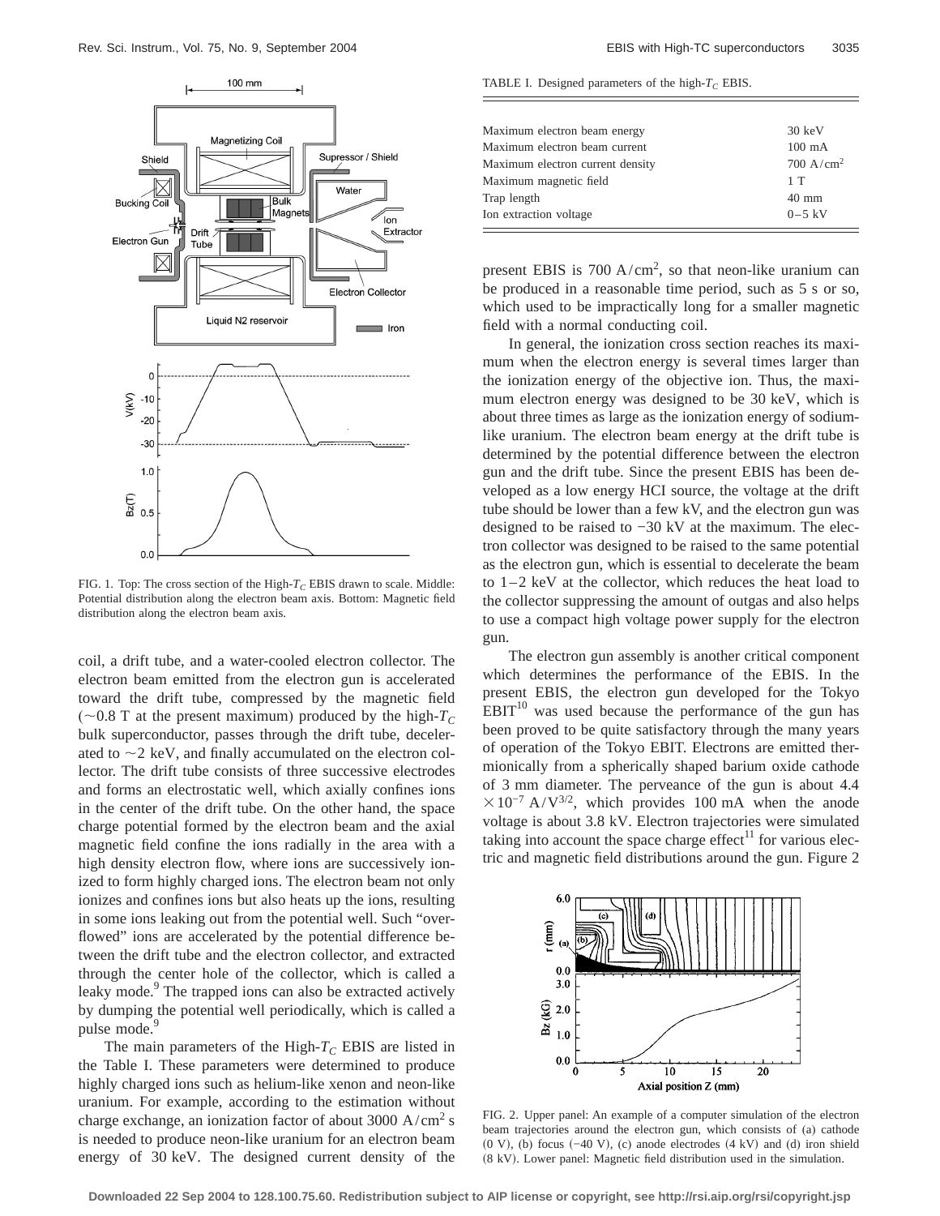FIG. 1. Top: The cross section of the High-$T_C$ EBIS drawn to scale. Middle: Potential distribution along the electron beam axis. Bottom: Magnetic field distribution along the electron beam axis.

coil, a drift tube, and a water-cooled electron collector. The electron beam emitted from the electron gun is accelerated toward the drift tube, compressed by the magnetic field (~0.8 T at the present maximum) produced by the high-$T_C$ bulk superconductor, passes through the drift tube, decelerated to ~2 keV, and finally accumulated on the electron collector. The drift tube consists of three successive electrodes and forms an electrostatic well, which axially confines ions in the center of the drift tube. On the other hand, the space charge potential formed by the electron beam and the axial magnetic field confine the ions radially in the area with a high density electron flow, where ions are successively ionized to form highly charged ions. The electron beam not only ionizes and confines ions but also heats up the ions, resulting in some ions leaking out from the potential well. Such "overflowed" ions are accelerated by the potential difference between the drift tube and the electron collector, and extracted through the center hole of the collector, which is called a leaky mode.[9] The trapped ions can also be extracted actively by dumping the potential well periodically, which is called a pulse mode.[9]

The main parameters of the High-$T_C$ EBIS are listed in the Table I. These parameters were determined to produce highly charged ions such as helium-like xenon and neon-like uranium. For example, according to the estimation without charge exchange, an ionization factor of about 3000 $A/cm^2$ s is needed to produce neon-like uranium for an electron beam energy of 30 keV. The designed current density of the

TABLE I. Designed parameters of the high-$T_C$ EBIS.

| | |
|---|---|
| Maximum electron beam energy | 30 keV |
| Maximum electron beam current | 100 mA |
| Maximum electron current density | 700 $A/cm^2$ |
| Maximum magnetic field | 1 T |
| Trap length | 40 mm |
| Ion extraction voltage | 0–5 kV |

present EBIS is 700 $A/cm^2$, so that neon-like uranium can be produced in a reasonable time period, such as 5 s or so, which used to be impractically long for a smaller magnetic field with a normal conducting coil.

In general, the ionization cross section reaches its maximum when the electron energy is several times larger than the ionization energy of the objective ion. Thus, the maximum electron energy was designed to be 30 keV, which is about three times as large as the ionization energy of sodium-like uranium. The electron beam energy at the drift tube is determined by the potential difference between the electron gun and the drift tube. Since the present EBIS has been developed as a low energy HCI source, the voltage at the drift tube should be lower than a few kV, and the electron gun was designed to be raised to −30 kV at the maximum. The electron collector was designed to be raised to the same potential as the electron gun, which is essential to decelerate the beam to 1–2 keV at the collector, which reduces the heat load to the collector suppressing the amount of outgas and also helps to use a compact high voltage power supply for the electron gun.

The electron gun assembly is another critical component which determines the performance of the EBIS. In the present EBIS, the electron gun developed for the Tokyo EBIT[10] was used because the performance of the gun has been proved to be quite satisfactory through the many years of operation of the Tokyo EBIT. Electrons are emitted thermionically from a spherically shaped barium oxide cathode of 3 mm diameter. The perveance of the gun is about $4.4 \times 10^{-7}$ $A/V^{3/2}$, which provides 100 mA when the anode voltage is about 3.8 kV. Electron trajectories were simulated taking into account the space charge effect[11] for various electric and magnetic field distributions around the gun. Figure 2

FIG. 2. Upper panel: An example of a computer simulation of the electron beam trajectories around the electron gun, which consists of (a) cathode (0 V), (b) focus (−40 V), (c) anode electrodes (4 kV) and (d) iron shield (8 kV). Lower panel: Magnetic field distribution used in the simulation.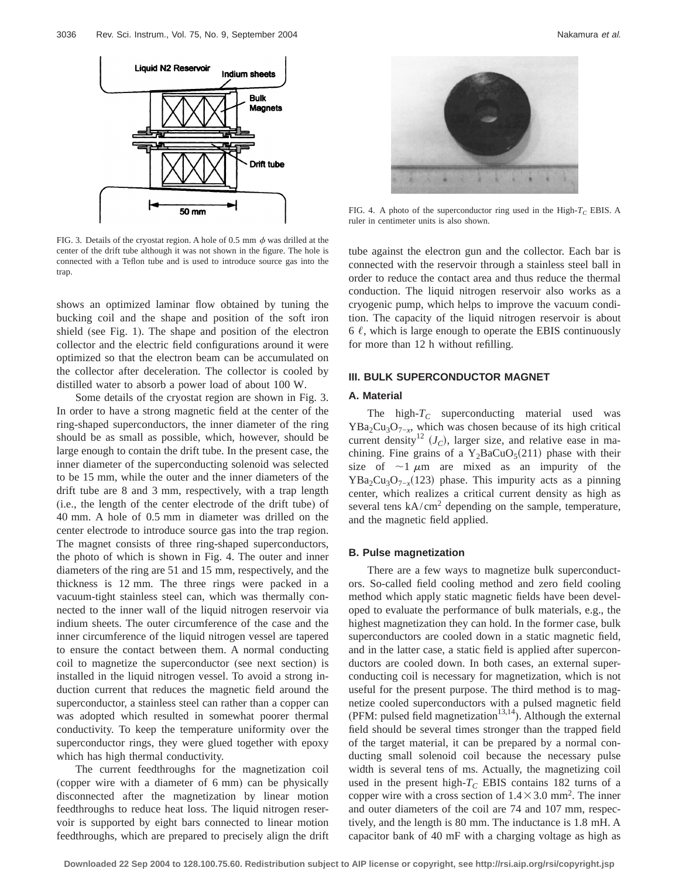FIG. 3. Details of the cryostat region. A hole of 0.5 mm $\phi$ was drilled at the center of the drift tube although it was not shown in the figure. The hole is connected with a Teflon tube and is used to introduce source gas into the trap.

shows an optimized laminar flow obtained by tuning the bucking coil and the shape and position of the soft iron shield (see Fig. 1). The shape and position of the electron collector and the electric field configurations around it were optimized so that the electron beam can be accumulated on the collector after deceleration. The collector is cooled by distilled water to absorb a power load of about 100 W.

Some details of the cryostat region are shown in Fig. 3. In order to have a strong magnetic field at the center of the ring-shaped superconductors, the inner diameter of the ring should be as small as possible, which, however, should be large enough to contain the drift tube. In the present case, the inner diameter of the superconducting solenoid was selected to be 15 mm, while the outer and the inner diameters of the drift tube are 8 and 3 mm, respectively, with a trap length (i.e., the length of the center electrode of the drift tube) of 40 mm. A hole of 0.5 mm in diameter was drilled on the center electrode to introduce source gas into the trap region. The magnet consists of three ring-shaped superconductors, the photo of which is shown in Fig. 4. The outer and inner diameters of the ring are 51 and 15 mm, respectively, and the thickness is 12 mm. The three rings were packed in a vacuum-tight stainless steel can, which was thermally connected to the inner wall of the liquid nitrogen reservoir via indium sheets. The outer circumference of the case and the inner circumference of the liquid nitrogen vessel are tapered to ensure the contact between them. A normal conducting coil to magnetize the superconductor (see next section) is installed in the liquid nitrogen vessel. To avoid a strong induction current that reduces the magnetic field around the superconductor, a stainless steel can rather than a copper can was adopted which resulted in somewhat poorer thermal conductivity. To keep the temperature uniformity over the superconductor rings, they were glued together with epoxy which has high thermal conductivity.

The current feedthroughs for the magnetization coil (copper wire with a diameter of 6 mm) can be physically disconnected after the magnetization by linear motion feedthroughs to reduce heat loss. The liquid nitrogen reservoir is supported by eight bars connected to linear motion feedthroughs, which are prepared to precisely align the drift tube against the electron gun and the collector. Each bar is connected with the reservoir through a stainless steel ball in order to reduce the contact area and thus reduce the thermal conduction. The liquid nitrogen reservoir also works as a cryogenic pump, which helps to improve the vacuum condition. The capacity of the liquid nitrogen reservoir is about 6 ℓ, which is large enough to operate the EBIS continuously for more than 12 h without refilling.

FIG. 4. A photo of the superconductor ring used in the High-$T_C$ EBIS. A ruler in centimeter units is also shown.

## III. BULK SUPERCONDUCTOR MAGNET

### A. Material

The high-$T_C$ superconducting material used was $YBa_2Cu_3O_{7-x}$, which was chosen because of its high critical current density[12] ($J_C$), larger size, and relative ease in machining. Fine grains of a $Y_2BaCuO_5$(211) phase with their size of $\sim 1\ \mu$m are mixed as an impurity of the $YBa_2Cu_3O_{7-x}$(123) phase. This impurity acts as a pinning center, which realizes a critical current density as high as several tens $kA/cm^2$ depending on the sample, temperature, and the magnetic field applied.

### B. Pulse magnetization

There are a few ways to magnetize bulk superconductors. So-called field cooling method and zero field cooling method which apply static magnetic fields have been developed to evaluate the performance of bulk materials, e.g., the highest magnetization they can hold. In the former case, bulk superconductors are cooled down in a static magnetic field, and in the latter case, a static field is applied after superconductors are cooled down. In both cases, an external superconducting coil is necessary for magnetization, which is not useful for the present purpose. The third method is to magnetize cooled superconductors with a pulsed magnetic field (PFM: pulsed field magnetization[13,14]). Although the external field should be several times stronger than the trapped field of the target material, it can be prepared by a normal conducting small solenoid coil because the necessary pulse width is several tens of ms. Actually, the magnetizing coil used in the present high-$T_C$ EBIS contains 182 turns of a copper wire with a cross section of $1.4 \times 3.0\ mm^2$. The inner and outer diameters of the coil are 74 and 107 mm, respectively, and the length is 80 mm. The inductance is 1.8 mH. A capacitor bank of 40 mF with a charging voltage as high as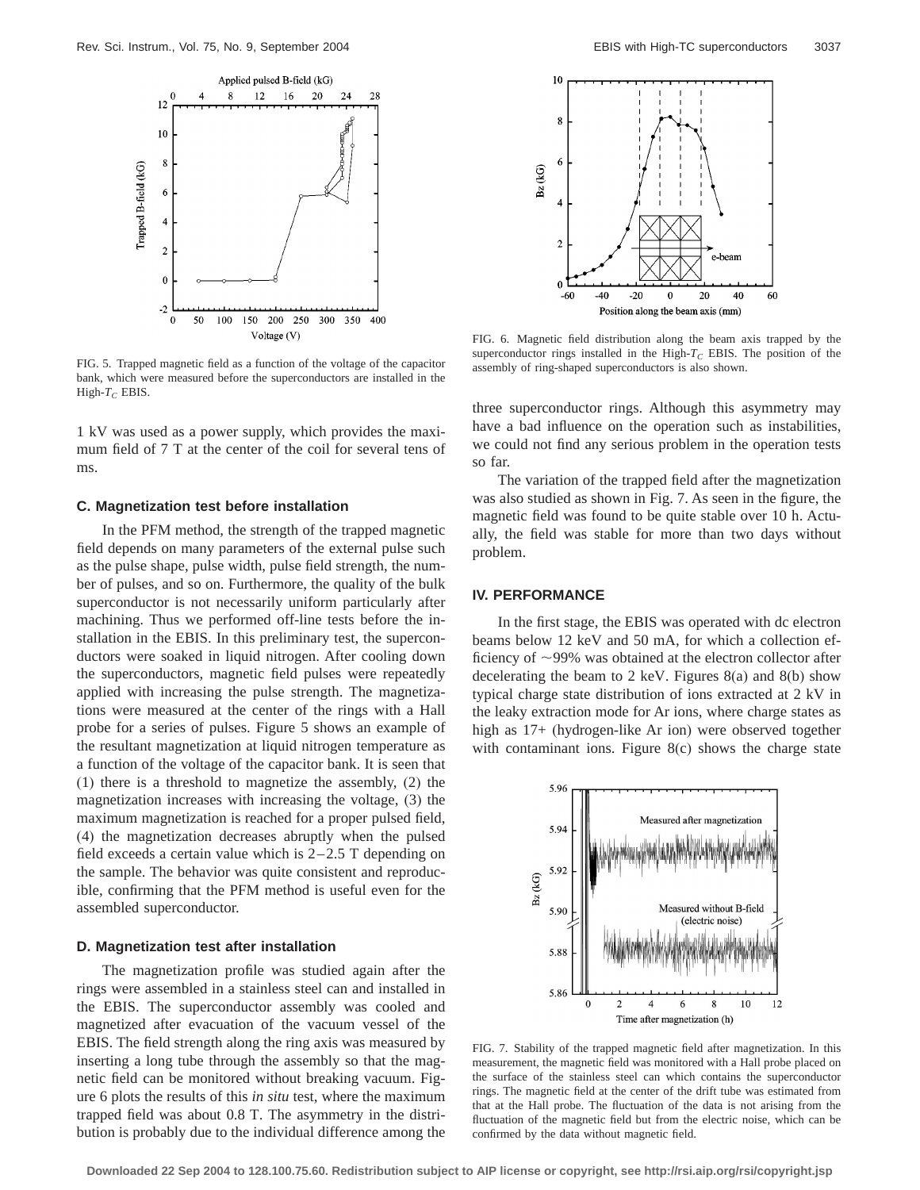FIG. 5. Trapped magnetic field as a function of the voltage of the capacitor bank, which were measured before the superconductors are installed in the High-$T_C$ EBIS.

1 kV was used as a power supply, which provides the maximum field of 7 T at the center of the coil for several tens of ms.

### C. Magnetization test before installation

In the PFM method, the strength of the trapped magnetic field depends on many parameters of the external pulse such as the pulse shape, pulse width, pulse field strength, the number of pulses, and so on. Furthermore, the quality of the bulk superconductor is not necessarily uniform particularly after machining. Thus we performed off-line tests before the installation in the EBIS. In this preliminary test, the superconductors were soaked in liquid nitrogen. After cooling down the superconductors, magnetic field pulses were repeatedly applied with increasing the pulse strength. The magnetizations were measured at the center of the rings with a Hall probe for a series of pulses. Figure 5 shows an example of the resultant magnetization at liquid nitrogen temperature as a function of the voltage of the capacitor bank. It is seen that (1) there is a threshold to magnetize the assembly, (2) the magnetization increases with increasing the voltage, (3) the maximum magnetization is reached for a proper pulsed field, (4) the magnetization decreases abruptly when the pulsed field exceeds a certain value which is 2–2.5 T depending on the sample. The behavior was quite consistent and reproducible, confirming that the PFM method is useful even for the assembled superconductor.

### D. Magnetization test after installation

The magnetization profile was studied again after the rings were assembled in a stainless steel can and installed in the EBIS. The superconductor assembly was cooled and magnetized after evacuation of the vacuum vessel of the EBIS. The field strength along the ring axis was measured by inserting a long tube through the assembly so that the magnetic field can be monitored without breaking vacuum. Figure 6 plots the results of this *in situ* test, where the maximum trapped field was about 0.8 T. The asymmetry in the distribution is probably due to the individual difference among the three superconductor rings. Although this asymmetry may have a bad influence on the operation such as instabilities, we could not find any serious problem in the operation tests so far.

FIG. 6. Magnetic field distribution along the beam axis trapped by the superconductor rings installed in the High-$T_C$ EBIS. The position of the assembly of ring-shaped superconductors is also shown.

The variation of the trapped field after the magnetization was also studied as shown in Fig. 7. As seen in the figure, the magnetic field was found to be quite stable over 10 h. Actually, the field was stable for more than two days without problem.

## IV. PERFORMANCE

In the first stage, the EBIS was operated with dc electron beams below 12 keV and 50 mA, for which a collection efficiency of ~99% was obtained at the electron collector after decelerating the beam to 2 keV. Figures 8(a) and 8(b) show typical charge state distribution of ions extracted at 2 kV in the leaky extraction mode for Ar ions, where charge states as high as 17+ (hydrogen-like Ar ion) were observed together with contaminant ions. Figure 8(c) shows the charge state

FIG. 7. Stability of the trapped magnetic field after magnetization. In this measurement, the magnetic field was monitored with a Hall probe placed on the surface of the stainless steel can which contains the superconductor rings. The magnetic field at the center of the drift tube was estimated from that at the Hall probe. The fluctuation of the data is not arising from the fluctuation of the magnetic field but from the electric noise, which can be confirmed by the data without magnetic field.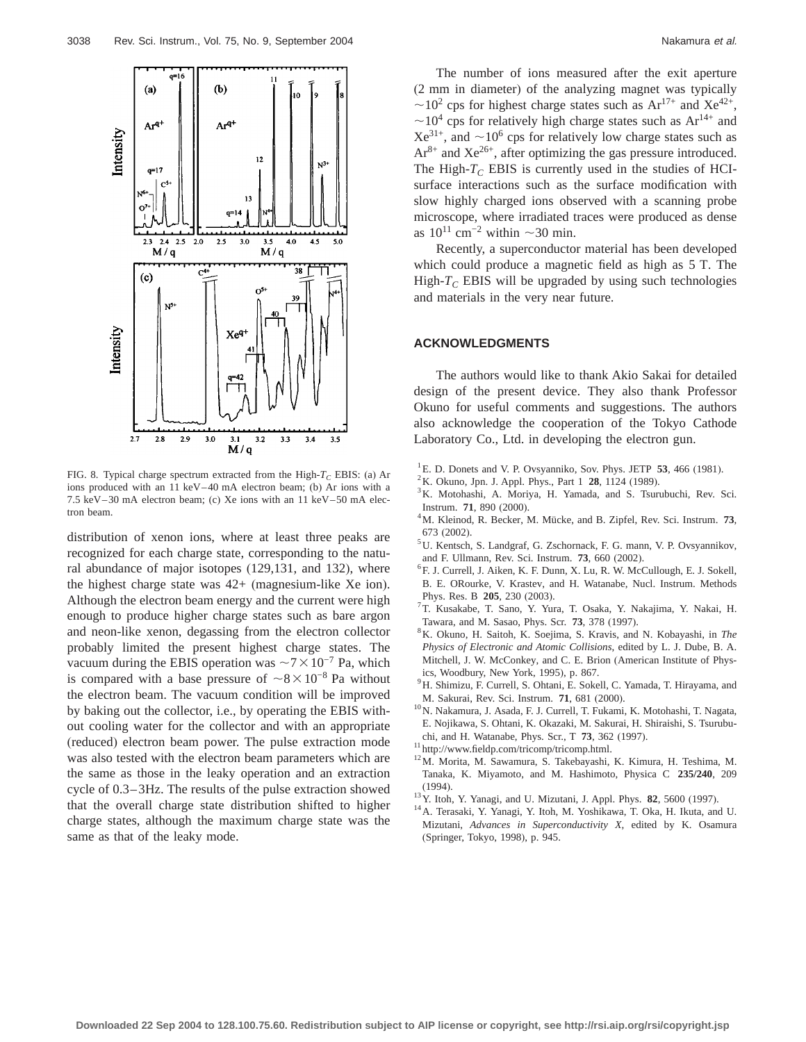(a)
$Ar^{q+}$
q=16
q=17
$N^{6+}$
$O^{7+}$
$C^{5+}$
Intensity
2.3 2.4 2.5
M / q

(b)
$Ar^{q+}$
11
10
9
8
12
13
q=14
$N^{4+}$
$N^{3+}$
2.0 2.5 3.0 3.5 4.0 4.5 5.0
M / q

(c)
$Xe^{q+}$
$N^{5+}$
$C^{4+}$
$O^{5+}$
38
39
40
41
q=42
$N^{4+}$
Intensity
2.7 2.8 2.9 3.0 3.1 3.2 3.3 3.4 3.5
M / q

FIG. 8. Typical charge spectrum extracted from the High-$T_C$ EBIS: (a) Ar ions produced with an 11 keV–40 mA electron beam; (b) Ar ions with a 7.5 keV–30 mA electron beam; (c) Xe ions with an 11 keV–50 mA electron beam.

distribution of xenon ions, where at least three peaks are recognized for each charge state, corresponding to the natural abundance of major isotopes (129,131, and 132), where the highest charge state was 42+ (magnesium-like Xe ion). Although the electron beam energy and the current were high enough to produce higher charge states such as bare argon and neon-like xenon, degassing from the electron collector probably limited the present highest charge states. The vacuum during the EBIS operation was $\sim 7 \times 10^{-7}$ Pa, which is compared with a base pressure of $\sim 8 \times 10^{-8}$ Pa without the electron beam. The vacuum condition will be improved by baking out the collector, i.e., by operating the EBIS without cooling water for the collector and with an appropriate (reduced) electron beam power. The pulse extraction mode was also tested with the electron beam parameters which are the same as those in the leaky operation and an extraction cycle of 0.3–3Hz. The results of the pulse extraction showed that the overall charge state distribution shifted to higher charge states, although the maximum charge state was the same as that of the leaky mode.

The number of ions measured after the exit aperture (2 mm in diameter) of the analyzing magnet was typically $\sim 10^2$ cps for highest charge states such as $Ar^{17+}$ and $Xe^{42+}$, $\sim 10^4$ cps for relatively high charge states such as $Ar^{14+}$ and $Xe^{31+}$, and $\sim 10^6$ cps for relatively low charge states such as $Ar^{8+}$ and $Xe^{26+}$, after optimizing the gas pressure introduced. The High-$T_C$ EBIS is currently used in the studies of HCI-surface interactions such as the surface modification with slow highly charged ions observed with a scanning probe microscope, where irradiated traces were produced as dense as $10^{11}$ cm$^{-2}$ within $\sim$30 min.

Recently, a superconductor material has been developed which could produce a magnetic field as high as 5 T. The High-$T_C$ EBIS will be upgraded by using such technologies and materials in the very near future.

## ACKNOWLEDGMENTS

The authors would like to thank Akio Sakai for detailed design of the present device. They also thank Professor Okuno for useful comments and suggestions. The authors also acknowledge the cooperation of the Tokyo Cathode Laboratory Co., Ltd. in developing the electron gun.

[1] E. D. Donets and V. P. Ovsyanniko, Sov. Phys. JETP **53**, 466 (1981).
[2] K. Okuno, Jpn. J. Appl. Phys., Part 1 **28**, 1124 (1989).
[3] K. Motohashi, A. Moriya, H. Yamada, and S. Tsurubuchi, Rev. Sci. Instrum. **71**, 890 (2000).
[4] M. Kleinod, R. Becker, M. Mücke, and B. Zipfel, Rev. Sci. Instrum. **73**, 673 (2002).
[5] U. Kentsch, S. Landgraf, G. Zschornack, F. G. mann, V. P. Ovsyannikov, and F. Ullmann, Rev. Sci. Instrum. **73**, 660 (2002).
[6] F. J. Currell, J. Aiken, K. F. Dunn, X. Lu, R. W. McCullough, E. J. Sokell, B. E. ORourke, V. Krastev, and H. Watanabe, Nucl. Instrum. Methods Phys. Res. B **205**, 230 (2003).
[7] T. Kusakabe, T. Sano, Y. Yura, T. Osaka, Y. Nakajima, Y. Nakai, H. Tawara, and M. Sasao, Phys. Scr. **73**, 378 (1997).
[8] K. Okuno, H. Saitoh, K. Soejima, S. Kravis, and N. Kobayashi, in *The Physics of Electronic and Atomic Collisions*, edited by L. J. Dube, B. A. Mitchell, J. W. McConkey, and C. E. Brion (American Institute of Physics, Woodbury, New York, 1995), p. 867.
[9] H. Shimizu, F. Currell, S. Ohtani, E. Sokell, C. Yamada, T. Hirayama, and M. Sakurai, Rev. Sci. Instrum. **71**, 681 (2000).
[10] N. Nakamura, J. Asada, F. J. Currell, T. Fukami, K. Motohashi, T. Nagata, E. Nojikawa, S. Ohtani, K. Okazaki, M. Sakurai, H. Shiraishi, S. Tsurubuchi, and H. Watanabe, Phys. Scr., T **73**, 362 (1997).
[11] http://www.fieldp.com/tricomp/tricomp.html.
[12] M. Morita, M. Sawamura, S. Takebayashi, K. Kimura, H. Teshima, M. Tanaka, K. Miyamoto, and M. Hashimoto, Physica C **235/240**, 209 (1994).
[13] Y. Itoh, Y. Yanagi, and U. Mizutani, J. Appl. Phys. **82**, 5600 (1997).
[14] A. Terasaki, Y. Yanagi, Y. Itoh, M. Yoshikawa, T. Oka, H. Ikuta, and U. Mizutani, *Advances in Superconductivity X*, edited by K. Osamura (Springer, Tokyo, 1998), p. 945.